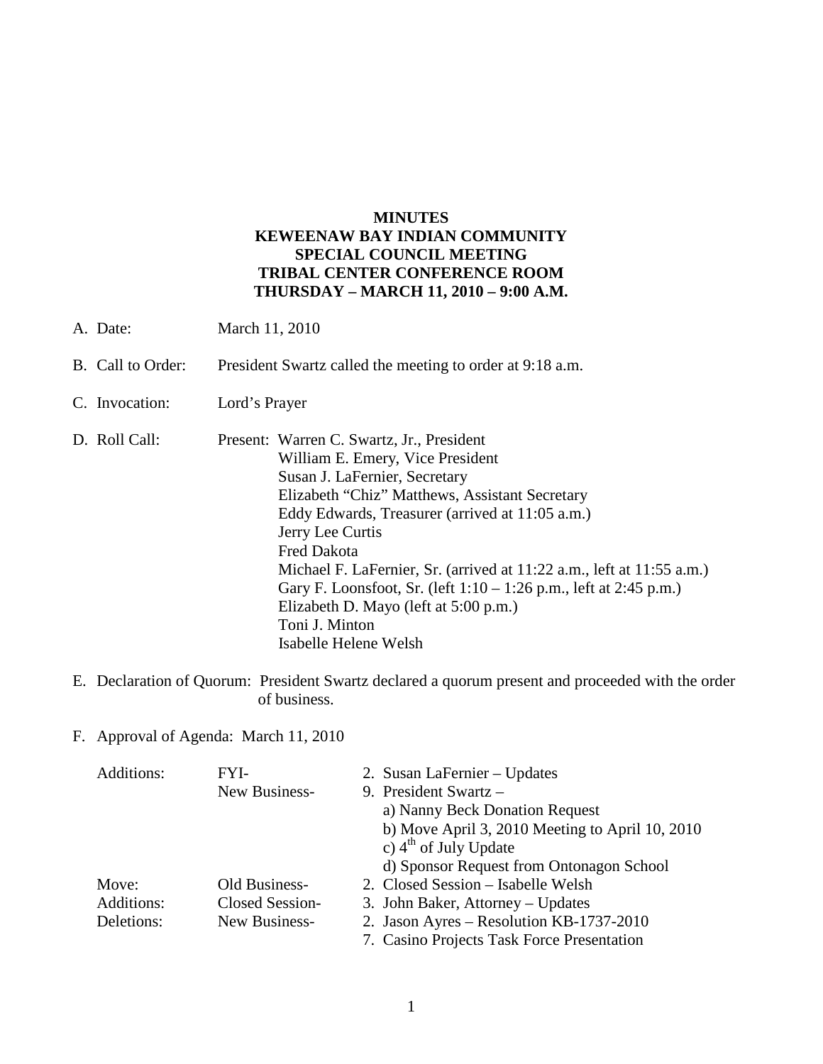# MINUTES
# KEWEENAW BAY INDIAN COMMUNITY
# SPECIAL COUNCIL MEETING
# TRIBAL CENTER CONFERENCE ROOM
# THURSDAY – MARCH 11, 2010 – 9:00 A.M.

A. Date: March 11, 2010

B. Call to Order: President Swartz called the meeting to order at 9:18 a.m.

C. Invocation: Lord's Prayer

D. Roll Call: Present: Warren C. Swartz, Jr., President
   - William E. Emery, Vice President
   - Susan J. LaFernier, Secretary
   - Elizabeth "Chiz" Matthews, Assistant Secretary
   - Eddy Edwards, Treasurer (arrived at 11:05 a.m.)
   - Jerry Lee Curtis
   - Fred Dakota
   - Michael F. LaFernier, Sr. (arrived at 11:22 a.m., left at 11:55 a.m.)
   - Gary F. Loonsfoot, Sr. (left 1:10 – 1:26 p.m., left at 2:45 p.m.)
   - Elizabeth D. Mayo (left at 5:00 p.m.)
   - Toni J. Minton
   - Isabelle Helene Welsh

E. Declaration of Quorum: President Swartz declared a quorum present and proceeded with the order of business.

F. Approval of Agenda: March 11, 2010

| | | |
|---|---|---|
| Additions: | FYI- | 2. Susan LaFernier – Updates |
| | New Business- | 9. President Swartz – |
| | | a) Nanny Beck Donation Request |
| | | b) Move April 3, 2010 Meeting to April 10, 2010 |
| | | c) 4th of July Update |
| | | d) Sponsor Request from Ontonagon School |
| Move: | Old Business- | 2. Closed Session – Isabelle Welsh |
| Additions: | Closed Session- | 3. John Baker, Attorney – Updates |
| Deletions: | New Business- | 2. Jason Ayres – Resolution KB-1737-2010 |
| | | 7. Casino Projects Task Force Presentation |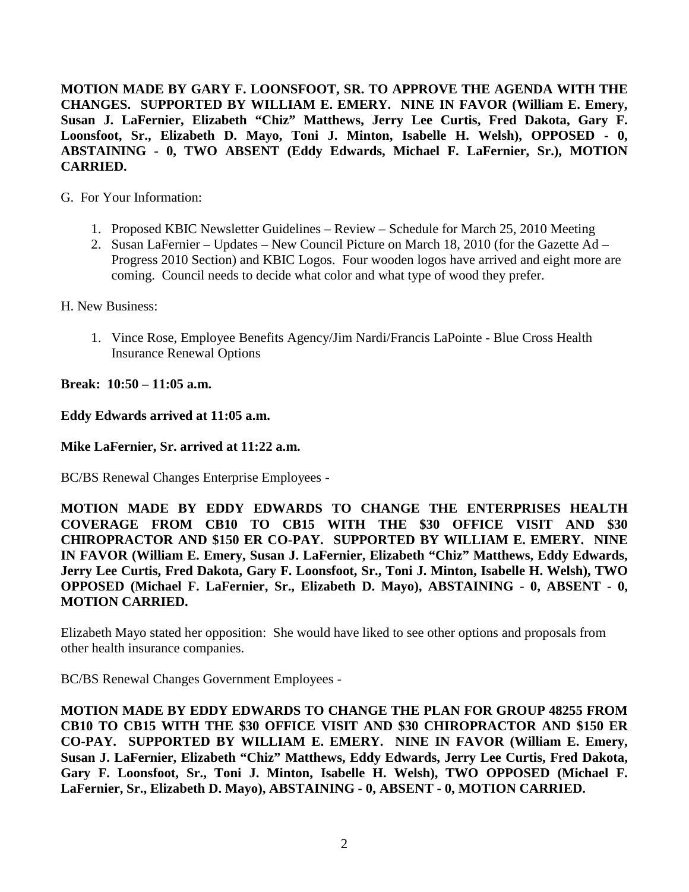**MOTION MADE BY GARY F. LOONSFOOT, SR. TO APPROVE THE AGENDA WITH THE CHANGES. SUPPORTED BY WILLIAM E. EMERY. NINE IN FAVOR (William E. Emery, Susan J. LaFernier, Elizabeth "Chiz" Matthews, Jerry Lee Curtis, Fred Dakota, Gary F. Loonsfoot, Sr., Elizabeth D. Mayo, Toni J. Minton, Isabelle H. Welsh), OPPOSED - 0, ABSTAINING - 0, TWO ABSENT (Eddy Edwards, Michael F. LaFernier, Sr.), MOTION CARRIED.**

G. For Your Information:

1. Proposed KBIC Newsletter Guidelines – Review – Schedule for March 25, 2010 Meeting
2. Susan LaFernier – Updates – New Council Picture on March 18, 2010 (for the Gazette Ad – Progress 2010 Section) and KBIC Logos. Four wooden logos have arrived and eight more are coming. Council needs to decide what color and what type of wood they prefer.

H. New Business:

1. Vince Rose, Employee Benefits Agency/Jim Nardi/Francis LaPointe - Blue Cross Health Insurance Renewal Options

**Break: 10:50 – 11:05 a.m.**

**Eddy Edwards arrived at 11:05 a.m.**

**Mike LaFernier, Sr. arrived at 11:22 a.m.**

BC/BS Renewal Changes Enterprise Employees -

**MOTION MADE BY EDDY EDWARDS TO CHANGE THE ENTERPRISES HEALTH COVERAGE FROM CB10 TO CB15 WITH THE $30 OFFICE VISIT AND $30 CHIROPRACTOR AND $150 ER CO-PAY. SUPPORTED BY WILLIAM E. EMERY. NINE IN FAVOR (William E. Emery, Susan J. LaFernier, Elizabeth "Chiz" Matthews, Eddy Edwards, Jerry Lee Curtis, Fred Dakota, Gary F. Loonsfoot, Sr., Toni J. Minton, Isabelle H. Welsh), TWO OPPOSED (Michael F. LaFernier, Sr., Elizabeth D. Mayo), ABSTAINING - 0, ABSENT - 0, MOTION CARRIED.**

Elizabeth Mayo stated her opposition: She would have liked to see other options and proposals from other health insurance companies.

BC/BS Renewal Changes Government Employees -

**MOTION MADE BY EDDY EDWARDS TO CHANGE THE PLAN FOR GROUP 48255 FROM CB10 TO CB15 WITH THE $30 OFFICE VISIT AND $30 CHIROPRACTOR AND $150 ER CO-PAY. SUPPORTED BY WILLIAM E. EMERY. NINE IN FAVOR (William E. Emery, Susan J. LaFernier, Elizabeth "Chiz" Matthews, Eddy Edwards, Jerry Lee Curtis, Fred Dakota, Gary F. Loonsfoot, Sr., Toni J. Minton, Isabelle H. Welsh), TWO OPPOSED (Michael F. LaFernier, Sr., Elizabeth D. Mayo), ABSTAINING - 0, ABSENT - 0, MOTION CARRIED.**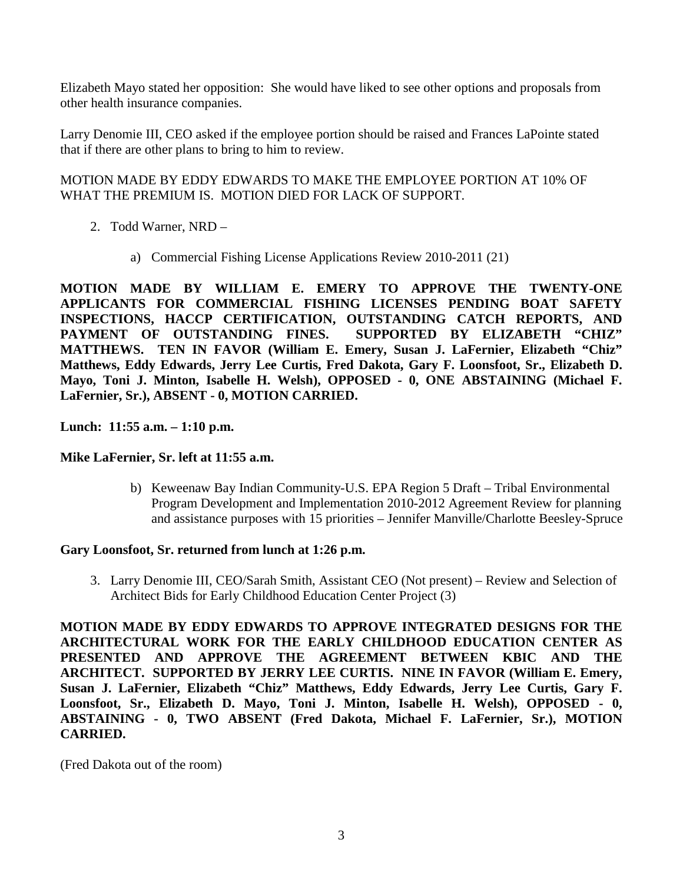Elizabeth Mayo stated her opposition: She would have liked to see other options and proposals from other health insurance companies.

Larry Denomie III, CEO asked if the employee portion should be raised and Frances LaPointe stated that if there are other plans to bring to him to review.

MOTION MADE BY EDDY EDWARDS TO MAKE THE EMPLOYEE PORTION AT 10% OF WHAT THE PREMIUM IS. MOTION DIED FOR LACK OF SUPPORT.

2. Todd Warner, NRD –

    a) Commercial Fishing License Applications Review 2010-2011 (21)

**MOTION MADE BY WILLIAM E. EMERY TO APPROVE THE TWENTY-ONE APPLICANTS FOR COMMERCIAL FISHING LICENSES PENDING BOAT SAFETY INSPECTIONS, HACCP CERTIFICATION, OUTSTANDING CATCH REPORTS, AND PAYMENT OF OUTSTANDING FINES. SUPPORTED BY ELIZABETH "CHIZ" MATTHEWS. TEN IN FAVOR (William E. Emery, Susan J. LaFernier, Elizabeth "Chiz" Matthews, Eddy Edwards, Jerry Lee Curtis, Fred Dakota, Gary F. Loonsfoot, Sr., Elizabeth D. Mayo, Toni J. Minton, Isabelle H. Welsh), OPPOSED - 0, ONE ABSTAINING (Michael F. LaFernier, Sr.), ABSENT - 0, MOTION CARRIED.**

**Lunch: 11:55 a.m. – 1:10 p.m.**

**Mike LaFernier, Sr. left at 11:55 a.m.**

    b) Keweenaw Bay Indian Community-U.S. EPA Region 5 Draft – Tribal Environmental Program Development and Implementation 2010-2012 Agreement Review for planning and assistance purposes with 15 priorities – Jennifer Manville/Charlotte Beesley-Spruce

**Gary Loonsfoot, Sr. returned from lunch at 1:26 p.m.**

3. Larry Denomie III, CEO/Sarah Smith, Assistant CEO (Not present) – Review and Selection of Architect Bids for Early Childhood Education Center Project (3)

**MOTION MADE BY EDDY EDWARDS TO APPROVE INTEGRATED DESIGNS FOR THE ARCHITECTURAL WORK FOR THE EARLY CHILDHOOD EDUCATION CENTER AS PRESENTED AND APPROVE THE AGREEMENT BETWEEN KBIC AND THE ARCHITECT. SUPPORTED BY JERRY LEE CURTIS. NINE IN FAVOR (William E. Emery, Susan J. LaFernier, Elizabeth "Chiz" Matthews, Eddy Edwards, Jerry Lee Curtis, Gary F. Loonsfoot, Sr., Elizabeth D. Mayo, Toni J. Minton, Isabelle H. Welsh), OPPOSED - 0, ABSTAINING - 0, TWO ABSENT (Fred Dakota, Michael F. LaFernier, Sr.), MOTION CARRIED.**

(Fred Dakota out of the room)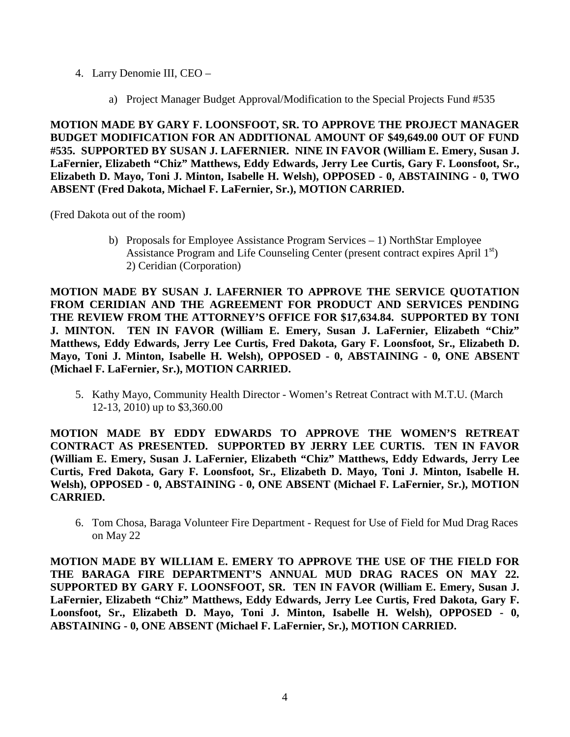4. Larry Denomie III, CEO –

    a) Project Manager Budget Approval/Modification to the Special Projects Fund #535

**MOTION MADE BY GARY F. LOONSFOOT, SR. TO APPROVE THE PROJECT MANAGER BUDGET MODIFICATION FOR AN ADDITIONAL AMOUNT OF $49,649.00 OUT OF FUND #535. SUPPORTED BY SUSAN J. LAFERNIER. NINE IN FAVOR (William E. Emery, Susan J. LaFernier, Elizabeth "Chiz" Matthews, Eddy Edwards, Jerry Lee Curtis, Gary F. Loonsfoot, Sr., Elizabeth D. Mayo, Toni J. Minton, Isabelle H. Welsh), OPPOSED - 0, ABSTAINING - 0, TWO ABSENT (Fred Dakota, Michael F. LaFernier, Sr.), MOTION CARRIED.**

(Fred Dakota out of the room)

    b) Proposals for Employee Assistance Program Services – 1) NorthStar Employee Assistance Program and Life Counseling Center (present contract expires April 1st) 2) Ceridian (Corporation)

**MOTION MADE BY SUSAN J. LAFERNIER TO APPROVE THE SERVICE QUOTATION FROM CERIDIAN AND THE AGREEMENT FOR PRODUCT AND SERVICES PENDING THE REVIEW FROM THE ATTORNEY'S OFFICE FOR $17,634.84. SUPPORTED BY TONI J. MINTON. TEN IN FAVOR (William E. Emery, Susan J. LaFernier, Elizabeth "Chiz" Matthews, Eddy Edwards, Jerry Lee Curtis, Fred Dakota, Gary F. Loonsfoot, Sr., Elizabeth D. Mayo, Toni J. Minton, Isabelle H. Welsh), OPPOSED - 0, ABSTAINING - 0, ONE ABSENT (Michael F. LaFernier, Sr.), MOTION CARRIED.**

5. Kathy Mayo, Community Health Director - Women's Retreat Contract with M.T.U. (March 12-13, 2010) up to $3,360.00

**MOTION MADE BY EDDY EDWARDS TO APPROVE THE WOMEN'S RETREAT CONTRACT AS PRESENTED. SUPPORTED BY JERRY LEE CURTIS. TEN IN FAVOR (William E. Emery, Susan J. LaFernier, Elizabeth "Chiz" Matthews, Eddy Edwards, Jerry Lee Curtis, Fred Dakota, Gary F. Loonsfoot, Sr., Elizabeth D. Mayo, Toni J. Minton, Isabelle H. Welsh), OPPOSED - 0, ABSTAINING - 0, ONE ABSENT (Michael F. LaFernier, Sr.), MOTION CARRIED.**

6. Tom Chosa, Baraga Volunteer Fire Department - Request for Use of Field for Mud Drag Races on May 22

**MOTION MADE BY WILLIAM E. EMERY TO APPROVE THE USE OF THE FIELD FOR THE BARAGA FIRE DEPARTMENT'S ANNUAL MUD DRAG RACES ON MAY 22. SUPPORTED BY GARY F. LOONSFOOT, SR. TEN IN FAVOR (William E. Emery, Susan J. LaFernier, Elizabeth "Chiz" Matthews, Eddy Edwards, Jerry Lee Curtis, Fred Dakota, Gary F. Loonsfoot, Sr., Elizabeth D. Mayo, Toni J. Minton, Isabelle H. Welsh), OPPOSED - 0, ABSTAINING - 0, ONE ABSENT (Michael F. LaFernier, Sr.), MOTION CARRIED.**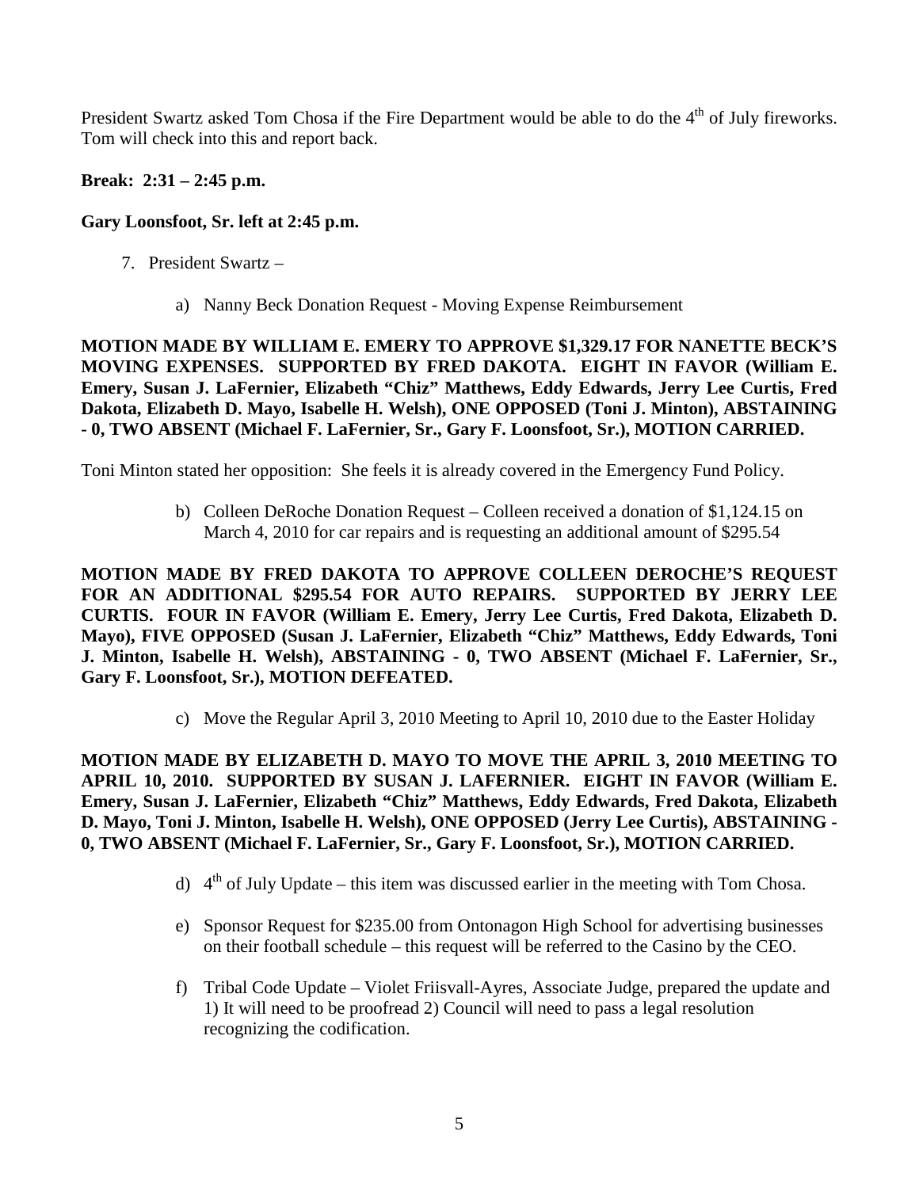President Swartz asked Tom Chosa if the Fire Department would be able to do the 4th of July fireworks. Tom will check into this and report back.

**Break: 2:31 – 2:45 p.m.**

**Gary Loonsfoot, Sr. left at 2:45 p.m.**

7. President Swartz –

   a) Nanny Beck Donation Request - Moving Expense Reimbursement

**MOTION MADE BY WILLIAM E. EMERY TO APPROVE $1,329.17 FOR NANETTE BECK'S MOVING EXPENSES. SUPPORTED BY FRED DAKOTA. EIGHT IN FAVOR (William E. Emery, Susan J. LaFernier, Elizabeth "Chiz" Matthews, Eddy Edwards, Jerry Lee Curtis, Fred Dakota, Elizabeth D. Mayo, Isabelle H. Welsh), ONE OPPOSED (Toni J. Minton), ABSTAINING - 0, TWO ABSENT (Michael F. LaFernier, Sr., Gary F. Loonsfoot, Sr.), MOTION CARRIED.**

Toni Minton stated her opposition: She feels it is already covered in the Emergency Fund Policy.

   b) Colleen DeRoche Donation Request – Colleen received a donation of $1,124.15 on March 4, 2010 for car repairs and is requesting an additional amount of $295.54

**MOTION MADE BY FRED DAKOTA TO APPROVE COLLEEN DEROCHE'S REQUEST FOR AN ADDITIONAL $295.54 FOR AUTO REPAIRS. SUPPORTED BY JERRY LEE CURTIS. FOUR IN FAVOR (William E. Emery, Jerry Lee Curtis, Fred Dakota, Elizabeth D. Mayo), FIVE OPPOSED (Susan J. LaFernier, Elizabeth "Chiz" Matthews, Eddy Edwards, Toni J. Minton, Isabelle H. Welsh), ABSTAINING - 0, TWO ABSENT (Michael F. LaFernier, Sr., Gary F. Loonsfoot, Sr.), MOTION DEFEATED.**

   c) Move the Regular April 3, 2010 Meeting to April 10, 2010 due to the Easter Holiday

**MOTION MADE BY ELIZABETH D. MAYO TO MOVE THE APRIL 3, 2010 MEETING TO APRIL 10, 2010. SUPPORTED BY SUSAN J. LAFERNIER. EIGHT IN FAVOR (William E. Emery, Susan J. LaFernier, Elizabeth "Chiz" Matthews, Eddy Edwards, Fred Dakota, Elizabeth D. Mayo, Toni J. Minton, Isabelle H. Welsh), ONE OPPOSED (Jerry Lee Curtis), ABSTAINING - 0, TWO ABSENT (Michael F. LaFernier, Sr., Gary F. Loonsfoot, Sr.), MOTION CARRIED.**

   d) 4th of July Update – this item was discussed earlier in the meeting with Tom Chosa.

   e) Sponsor Request for $235.00 from Ontonagon High School for advertising businesses on their football schedule – this request will be referred to the Casino by the CEO.

   f) Tribal Code Update – Violet Friisvall-Ayres, Associate Judge, prepared the update and 1) It will need to be proofread 2) Council will need to pass a legal resolution recognizing the codification.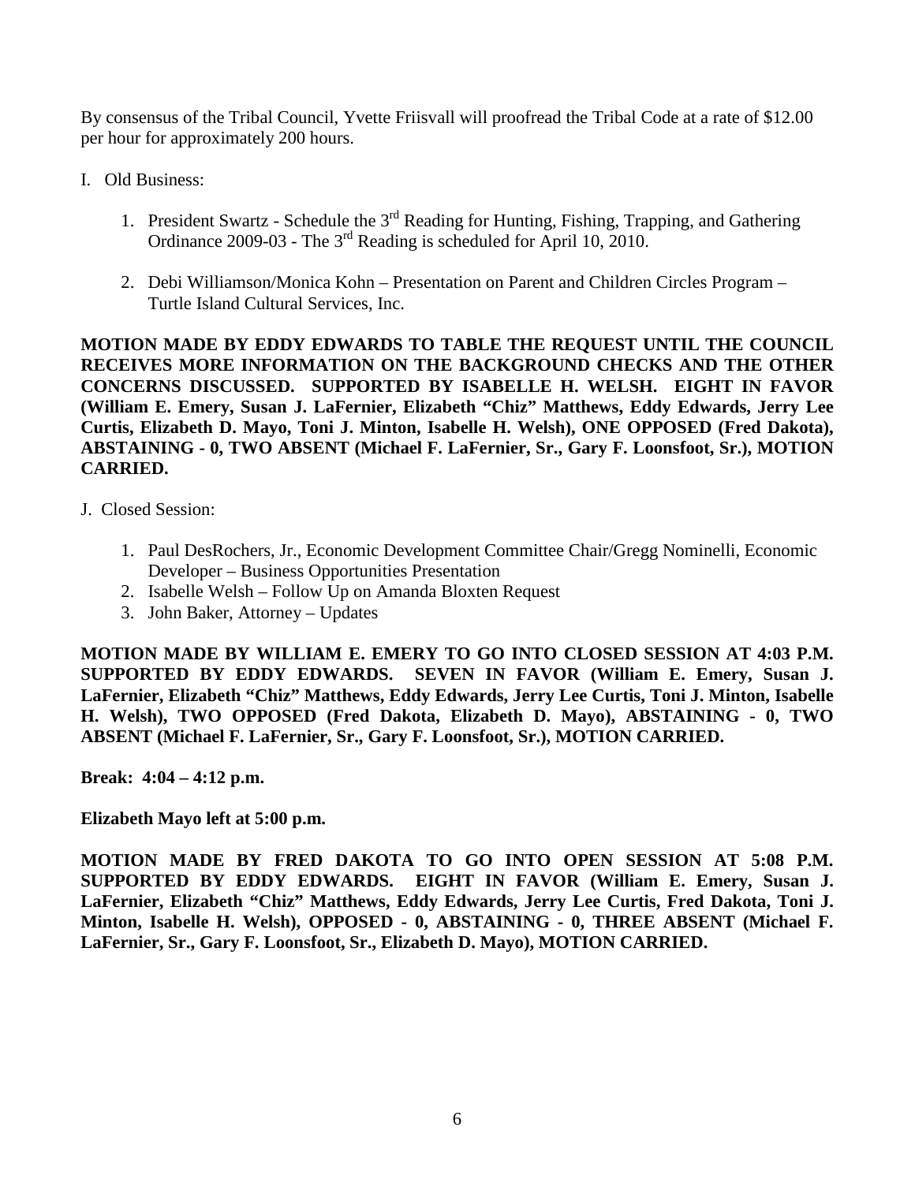By consensus of the Tribal Council, Yvette Friisvall will proofread the Tribal Code at a rate of $12.00 per hour for approximately 200 hours.

I. Old Business:

1. President Swartz - Schedule the 3rd Reading for Hunting, Fishing, Trapping, and Gathering Ordinance 2009-03 - The 3rd Reading is scheduled for April 10, 2010.

2. Debi Williamson/Monica Kohn – Presentation on Parent and Children Circles Program – Turtle Island Cultural Services, Inc.

**MOTION MADE BY EDDY EDWARDS TO TABLE THE REQUEST UNTIL THE COUNCIL RECEIVES MORE INFORMATION ON THE BACKGROUND CHECKS AND THE OTHER CONCERNS DISCUSSED. SUPPORTED BY ISABELLE H. WELSH. EIGHT IN FAVOR (William E. Emery, Susan J. LaFernier, Elizabeth "Chiz" Matthews, Eddy Edwards, Jerry Lee Curtis, Elizabeth D. Mayo, Toni J. Minton, Isabelle H. Welsh), ONE OPPOSED (Fred Dakota), ABSTAINING - 0, TWO ABSENT (Michael F. LaFernier, Sr., Gary F. Loonsfoot, Sr.), MOTION CARRIED.**

J. Closed Session:

1. Paul DesRochers, Jr., Economic Development Committee Chair/Gregg Nominelli, Economic Developer – Business Opportunities Presentation
2. Isabelle Welsh – Follow Up on Amanda Bloxten Request
3. John Baker, Attorney – Updates

**MOTION MADE BY WILLIAM E. EMERY TO GO INTO CLOSED SESSION AT 4:03 P.M. SUPPORTED BY EDDY EDWARDS. SEVEN IN FAVOR (William E. Emery, Susan J. LaFernier, Elizabeth "Chiz" Matthews, Eddy Edwards, Jerry Lee Curtis, Toni J. Minton, Isabelle H. Welsh), TWO OPPOSED (Fred Dakota, Elizabeth D. Mayo), ABSTAINING - 0, TWO ABSENT (Michael F. LaFernier, Sr., Gary F. Loonsfoot, Sr.), MOTION CARRIED.**

**Break: 4:04 – 4:12 p.m.**

**Elizabeth Mayo left at 5:00 p.m.**

**MOTION MADE BY FRED DAKOTA TO GO INTO OPEN SESSION AT 5:08 P.M. SUPPORTED BY EDDY EDWARDS. EIGHT IN FAVOR (William E. Emery, Susan J. LaFernier, Elizabeth "Chiz" Matthews, Eddy Edwards, Jerry Lee Curtis, Fred Dakota, Toni J. Minton, Isabelle H. Welsh), OPPOSED - 0, ABSTAINING - 0, THREE ABSENT (Michael F. LaFernier, Sr., Gary F. Loonsfoot, Sr., Elizabeth D. Mayo), MOTION CARRIED.**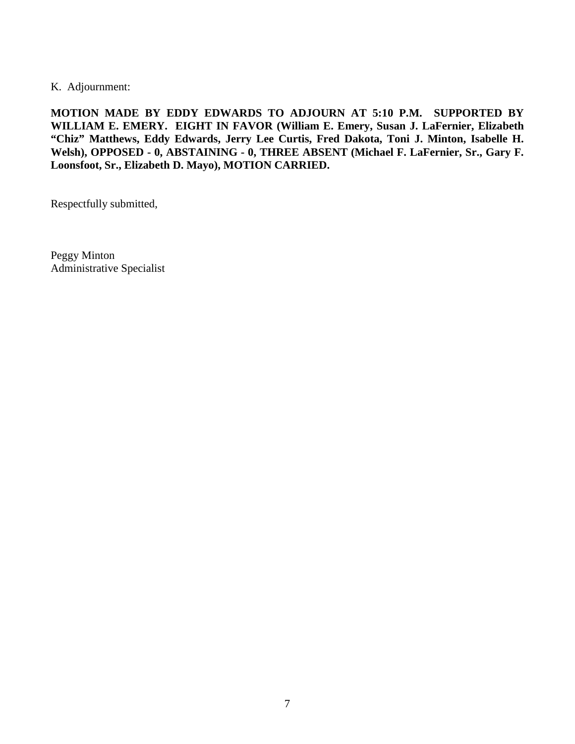K. Adjournment:

**MOTION MADE BY EDDY EDWARDS TO ADJOURN AT 5:10 P.M. SUPPORTED BY WILLIAM E. EMERY. EIGHT IN FAVOR (William E. Emery, Susan J. LaFernier, Elizabeth "Chiz" Matthews, Eddy Edwards, Jerry Lee Curtis, Fred Dakota, Toni J. Minton, Isabelle H. Welsh), OPPOSED - 0, ABSTAINING - 0, THREE ABSENT (Michael F. LaFernier, Sr., Gary F. Loonsfoot, Sr., Elizabeth D. Mayo), MOTION CARRIED.**

Respectfully submitted,

Peggy Minton
Administrative Specialist